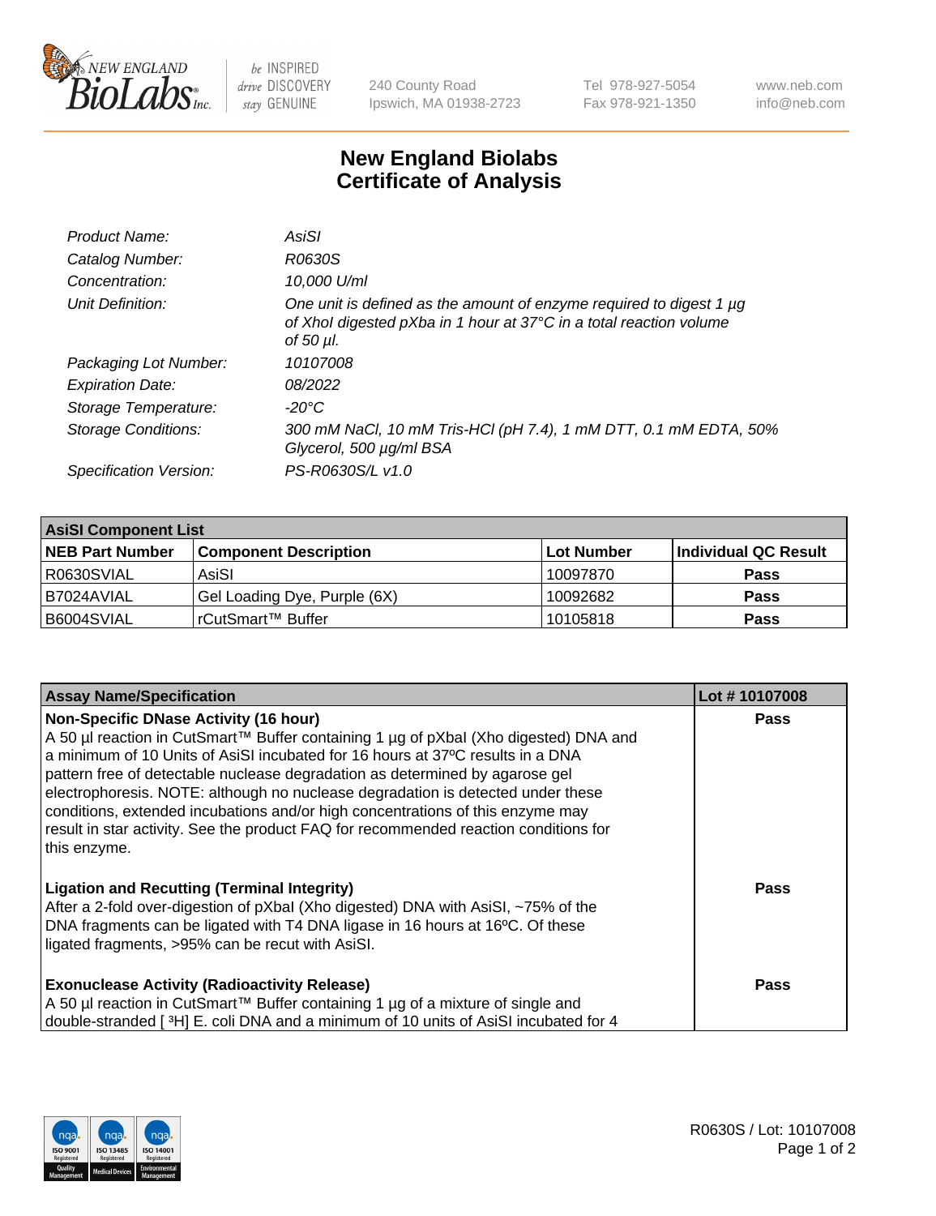# New England Biolabs Certificate of Analysis

| | |
|---|---|
| *Product Name:* | *AsiSI* |
| *Catalog Number:* | *R0630S* |
| *Concentration:* | *10,000 U/ml* |
| *Unit Definition:* | *One unit is defined as the amount of enzyme required to digest 1 µg of XhoI digested pXba in 1 hour at 37°C in a total reaction volume of 50 µl.* |
| *Packaging Lot Number:* | *10107008* |
| *Expiration Date:* | *08/2022* |
| *Storage Temperature:* | *-20°C* |
| *Storage Conditions:* | *300 mM NaCl, 10 mM Tris-HCl (pH 7.4), 1 mM DTT, 0.1 mM EDTA, 50% Glycerol, 500 µg/ml BSA* |
| *Specification Version:* | *PS-R0630S/L v1.0* |

| **AsiSI Component List** | | | |
|---|---|---|---|
| **NEB Part Number** | **Component Description** | **Lot Number** | **Individual QC Result** |
| R0630SVIAL | AsiSI | 10097870 | **Pass** |
| B7024AVIAL | Gel Loading Dye, Purple (6X) | 10092682 | **Pass** |
| B6004SVIAL | rCutSmart™ Buffer | 10105818 | **Pass** |

| **Assay Name/Specification** | **Lot # 10107008** |
|---|---|
| **Non-Specific DNase Activity (16 hour)**<br>A 50 µl reaction in CutSmart™ Buffer containing 1 µg of pXbaI (Xho digested) DNA and a minimum of 10 Units of AsiSI incubated for 16 hours at 37ºC results in a DNA pattern free of detectable nuclease degradation as determined by agarose gel electrophoresis. NOTE: although no nuclease degradation is detected under these conditions, extended incubations and/or high concentrations of this enzyme may result in star activity. See the product FAQ for recommended reaction conditions for this enzyme. | **Pass** |
| **Ligation and Recutting (Terminal Integrity)**<br>After a 2-fold over-digestion of pXbaI (Xho digested) DNA with AsiSI, ~75% of the DNA fragments can be ligated with T4 DNA ligase in 16 hours at 16ºC. Of these ligated fragments, >95% can be recut with AsiSI. | **Pass** |
| **Exonuclease Activity (Radioactivity Release)**<br>A 50 µl reaction in CutSmart™ Buffer containing 1 µg of a mixture of single and double-stranded [ $^3$H] E. coli DNA and a minimum of 10 units of AsiSI incubated for 4 | **Pass** |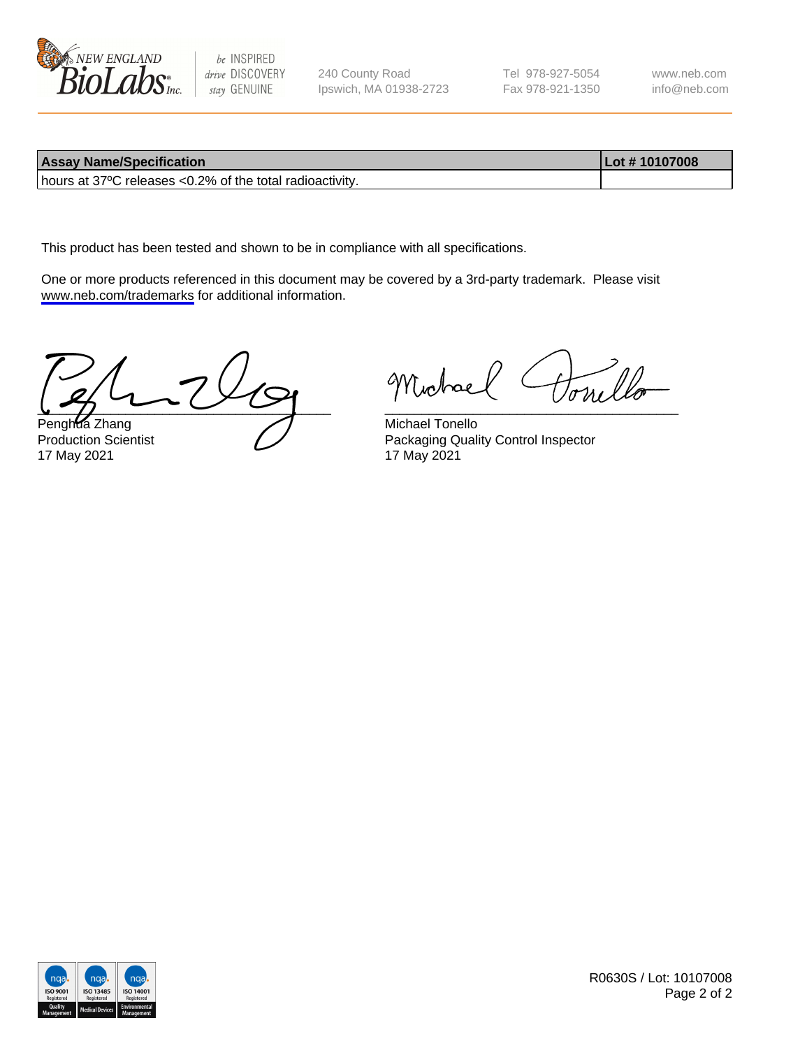| Assay Name/Specification | Lot # 10107008 |
|---|---|
| hours at 37ºC releases <0.2% of the total radioactivity. | |

This product has been tested and shown to be in compliance with all specifications.

One or more products referenced in this document may be covered by a 3rd-party trademark. Please visit www.neb.com/trademarks for additional information.

Penghua Zhang
Production Scientist
17 May 2021

Michael Tonello
Packaging Quality Control Inspector
17 May 2021

R0630S / Lot: 10107008